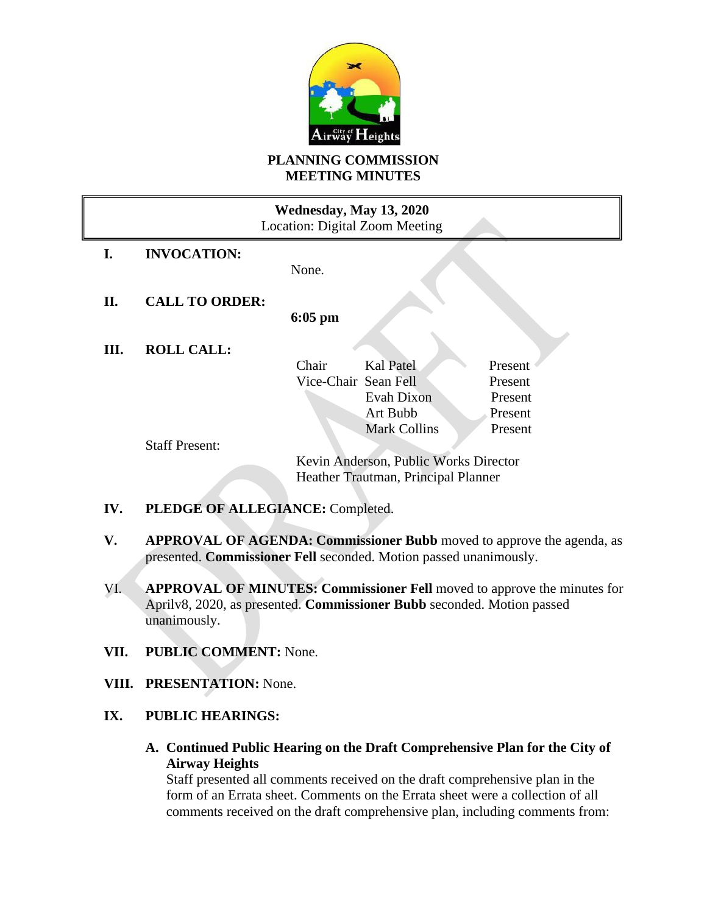# PLANNING COMMISSION MEETING MINUTES

**Wednesday, May 13, 2020**
Location: Digital Zoom Meeting

**I. INVOCATION:**

None.

**II. CALL TO ORDER:**

**6:05 pm**

**III. ROLL CALL:**

| | | |
|---|---|---|
| Chair | Kal Patel | Present |
| Vice-Chair | Sean Fell | Present |
| | Evah Dixon | Present |
| | Art Bubb | Present |
| | Mark Collins | Present |

Staff Present:

Kevin Anderson, Public Works Director
Heather Trautman, Principal Planner

**IV. PLEDGE OF ALLEGIANCE:** Completed.

**V. APPROVAL OF AGENDA: Commissioner Bubb** moved to approve the agenda, as presented. **Commissioner Fell** seconded. Motion passed unanimously.

**VI. APPROVAL OF MINUTES: Commissioner Fell** moved to approve the minutes for Aprilv8, 2020, as presented. **Commissioner Bubb** seconded. Motion passed unanimously.

**VII. PUBLIC COMMENT:** None.

**VIII. PRESENTATION:** None.

**IX. PUBLIC HEARINGS:**

**A. Continued Public Hearing on the Draft Comprehensive Plan for the City of Airway Heights**

Staff presented all comments received on the draft comprehensive plan in the form of an Errata sheet. Comments on the Errata sheet were a collection of all comments received on the draft comprehensive plan, including comments from: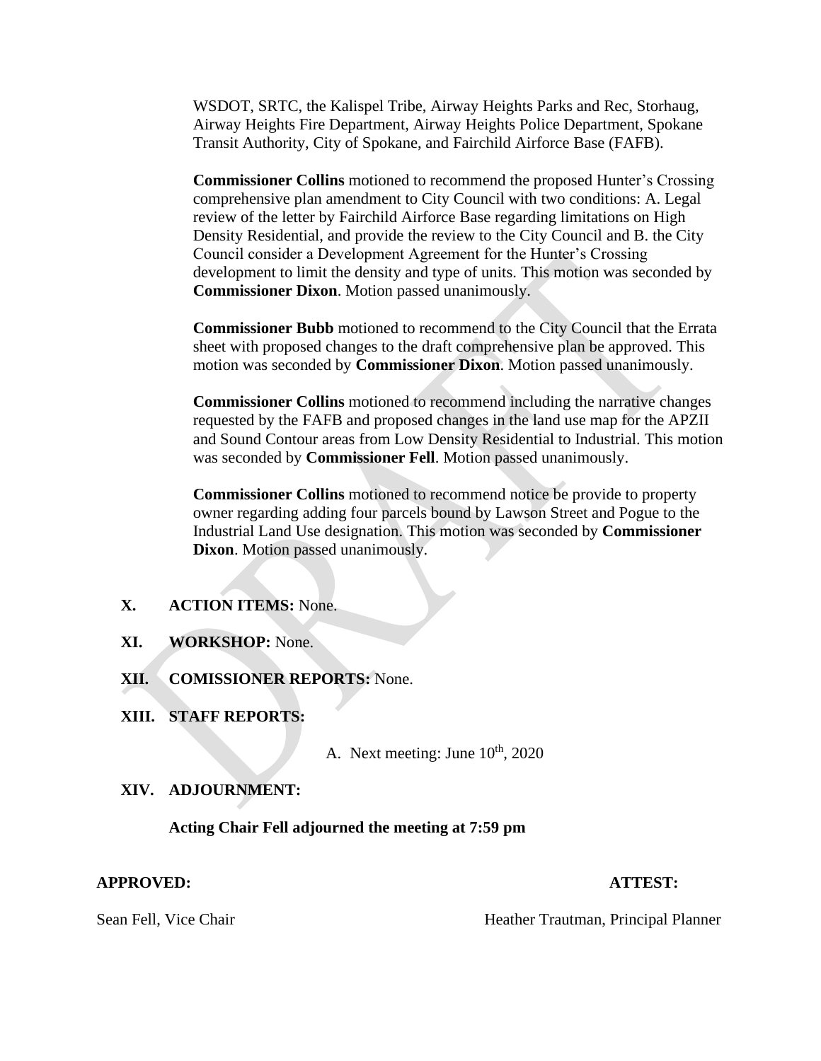WSDOT, SRTC, the Kalispel Tribe, Airway Heights Parks and Rec, Storhaug, Airway Heights Fire Department, Airway Heights Police Department, Spokane Transit Authority, City of Spokane, and Fairchild Airforce Base (FAFB).

**Commissioner Collins** motioned to recommend the proposed Hunter's Crossing comprehensive plan amendment to City Council with two conditions: A. Legal review of the letter by Fairchild Airforce Base regarding limitations on High Density Residential, and provide the review to the City Council and B. the City Council consider a Development Agreement for the Hunter's Crossing development to limit the density and type of units. This motion was seconded by **Commissioner Dixon**. Motion passed unanimously.

**Commissioner Bubb** motioned to recommend to the City Council that the Errata sheet with proposed changes to the draft comprehensive plan be approved. This motion was seconded by **Commissioner Dixon**. Motion passed unanimously.

**Commissioner Collins** motioned to recommend including the narrative changes requested by the FAFB and proposed changes in the land use map for the APZII and Sound Contour areas from Low Density Residential to Industrial. This motion was seconded by **Commissioner Fell**. Motion passed unanimously.

**Commissioner Collins** motioned to recommend notice be provide to property owner regarding adding four parcels bound by Lawson Street and Pogue to the Industrial Land Use designation. This motion was seconded by **Commissioner Dixon**. Motion passed unanimously.

**X. ACTION ITEMS:** None.

**XI. WORKSHOP:** None.

**XII. COMISSIONER REPORTS:** None.

**XIII. STAFF REPORTS:**

A. Next meeting: June 10th, 2020

**XIV. ADJOURNMENT:**

**Acting Chair Fell adjourned the meeting at 7:59 pm**

**APPROVED:** **ATTEST:**

Sean Fell, Vice Chair Heather Trautman, Principal Planner